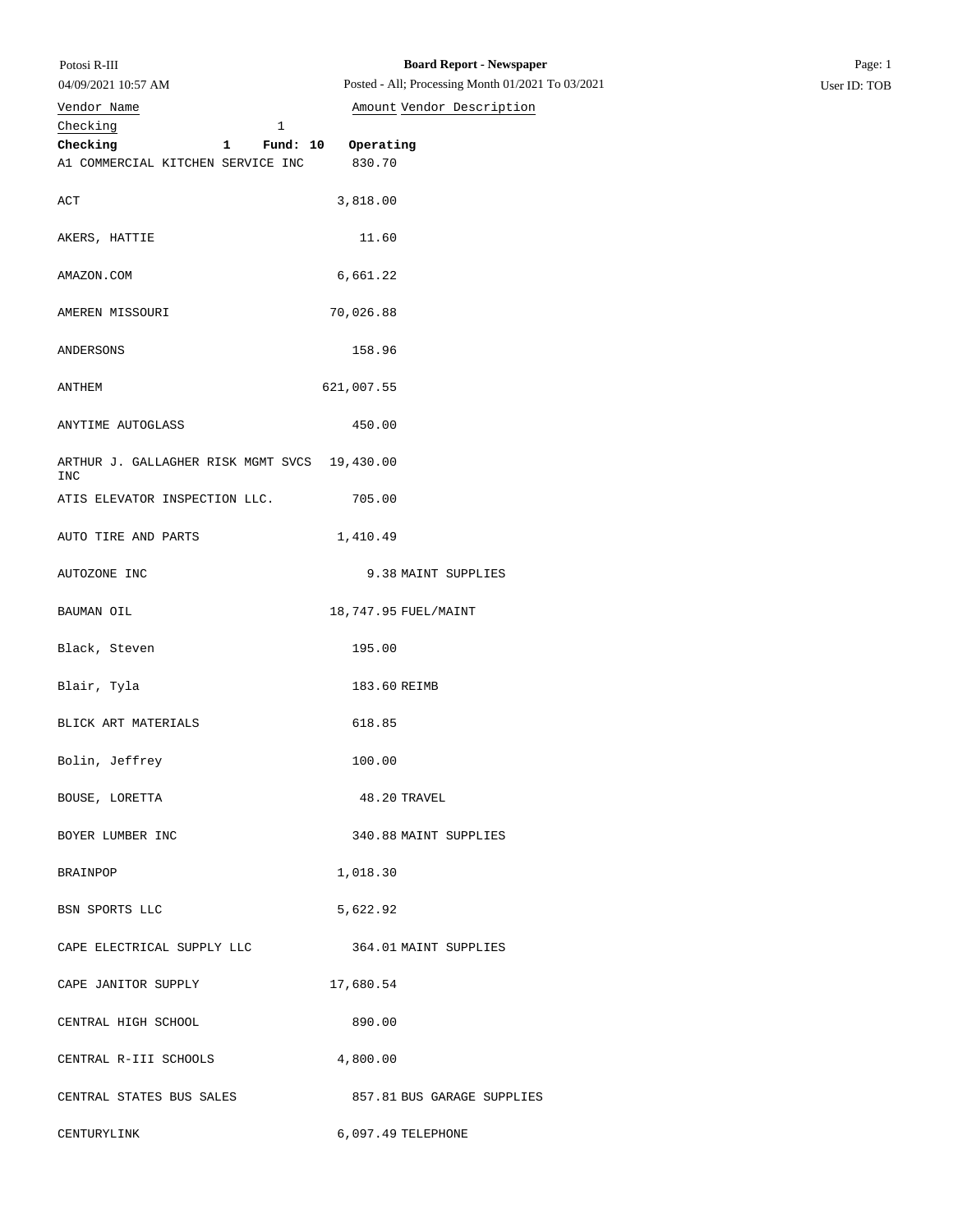# Board Report - Newspaper

Potosi R-III

04/09/2021 10:57 AM

Posted - All; Processing Month 01/2021 To 03/2021

User ID: TOB

Checking 1

**Checking 1 Fund: 10 Operating**

| Vendor Name | Amount | Vendor Description |
|---|---|---|
| A1 COMMERCIAL KITCHEN SERVICE INC | 830.70 | |
| ACT | 3,818.00 | |
| AKERS, HATTIE | 11.60 | |
| AMAZON.COM | 6,661.22 | |
| AMEREN MISSOURI | 70,026.88 | |
| ANDERSONS | 158.96 | |
| ANTHEM | 621,007.55 | |
| ANYTIME AUTOGLASS | 450.00 | |
| ARTHUR J. GALLAGHER RISK MGMT SVCS INC | 19,430.00 | |
| ATIS ELEVATOR INSPECTION LLC. | 705.00 | |
| AUTO TIRE AND PARTS | 1,410.49 | |
| AUTOZONE INC | 9.38 | MAINT SUPPLIES |
| BAUMAN OIL | 18,747.95 | FUEL/MAINT |
| Black, Steven | 195.00 | |
| Blair, Tyla | 183.60 | REIMB |
| BLICK ART MATERIALS | 618.85 | |
| Bolin, Jeffrey | 100.00 | |
| BOUSE, LORETTA | 48.20 | TRAVEL |
| BOYER LUMBER INC | 340.88 | MAINT SUPPLIES |
| BRAINPOP | 1,018.30 | |
| BSN SPORTS LLC | 5,622.92 | |
| CAPE ELECTRICAL SUPPLY LLC | 364.01 | MAINT SUPPLIES |
| CAPE JANITOR SUPPLY | 17,680.54 | |
| CENTRAL HIGH SCHOOL | 890.00 | |
| CENTRAL R-III SCHOOLS | 4,800.00 | |
| CENTRAL STATES BUS SALES | 857.81 | BUS GARAGE SUPPLIES |
| CENTURYLINK | 6,097.49 | TELEPHONE |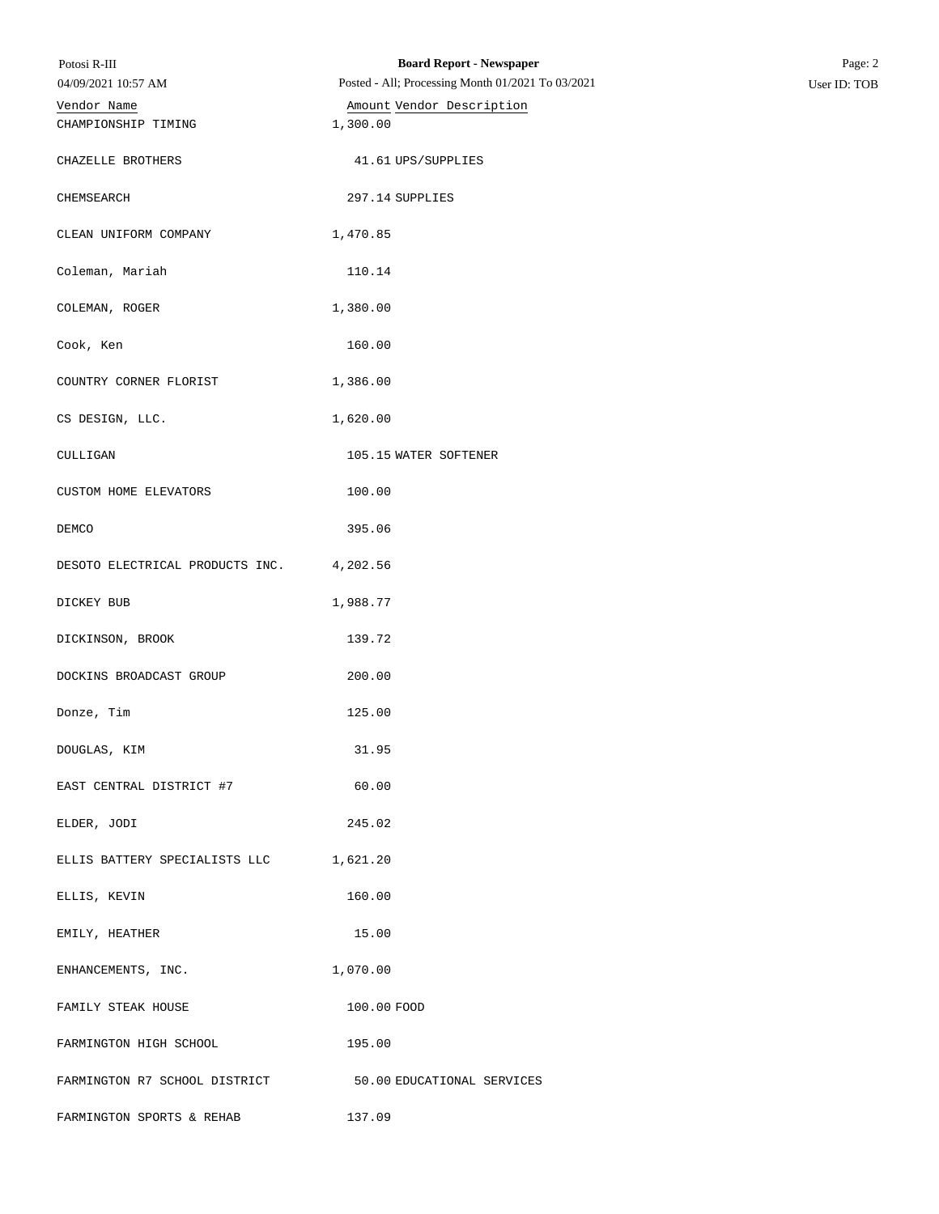| Vendor Name | Amount | Vendor Description |
|---|---|---|
| CHAMPIONSHIP TIMING | 1,300.00 | |
| CHAZELLE BROTHERS | 41.61 | UPS/SUPPLIES |
| CHEMSEARCH | 297.14 | SUPPLIES |
| CLEAN UNIFORM COMPANY | 1,470.85 | |
| Coleman, Mariah | 110.14 | |
| COLEMAN, ROGER | 1,380.00 | |
| Cook, Ken | 160.00 | |
| COUNTRY CORNER FLORIST | 1,386.00 | |
| CS DESIGN, LLC. | 1,620.00 | |
| CULLIGAN | 105.15 | WATER SOFTENER |
| CUSTOM HOME ELEVATORS | 100.00 | |
| DEMCO | 395.06 | |
| DESOTO ELECTRICAL PRODUCTS INC. | 4,202.56 | |
| DICKEY BUB | 1,988.77 | |
| DICKINSON, BROOK | 139.72 | |
| DOCKINS BROADCAST GROUP | 200.00 | |
| Donze, Tim | 125.00 | |
| DOUGLAS, KIM | 31.95 | |
| EAST CENTRAL DISTRICT #7 | 60.00 | |
| ELDER, JODI | 245.02 | |
| ELLIS BATTERY SPECIALISTS LLC | 1,621.20 | |
| ELLIS, KEVIN | 160.00 | |
| EMILY, HEATHER | 15.00 | |
| ENHANCEMENTS, INC. | 1,070.00 | |
| FAMILY STEAK HOUSE | 100.00 | FOOD |
| FARMINGTON HIGH SCHOOL | 195.00 | |
| FARMINGTON R7 SCHOOL DISTRICT | 50.00 | EDUCATIONAL SERVICES |
| FARMINGTON SPORTS & REHAB | 137.09 | |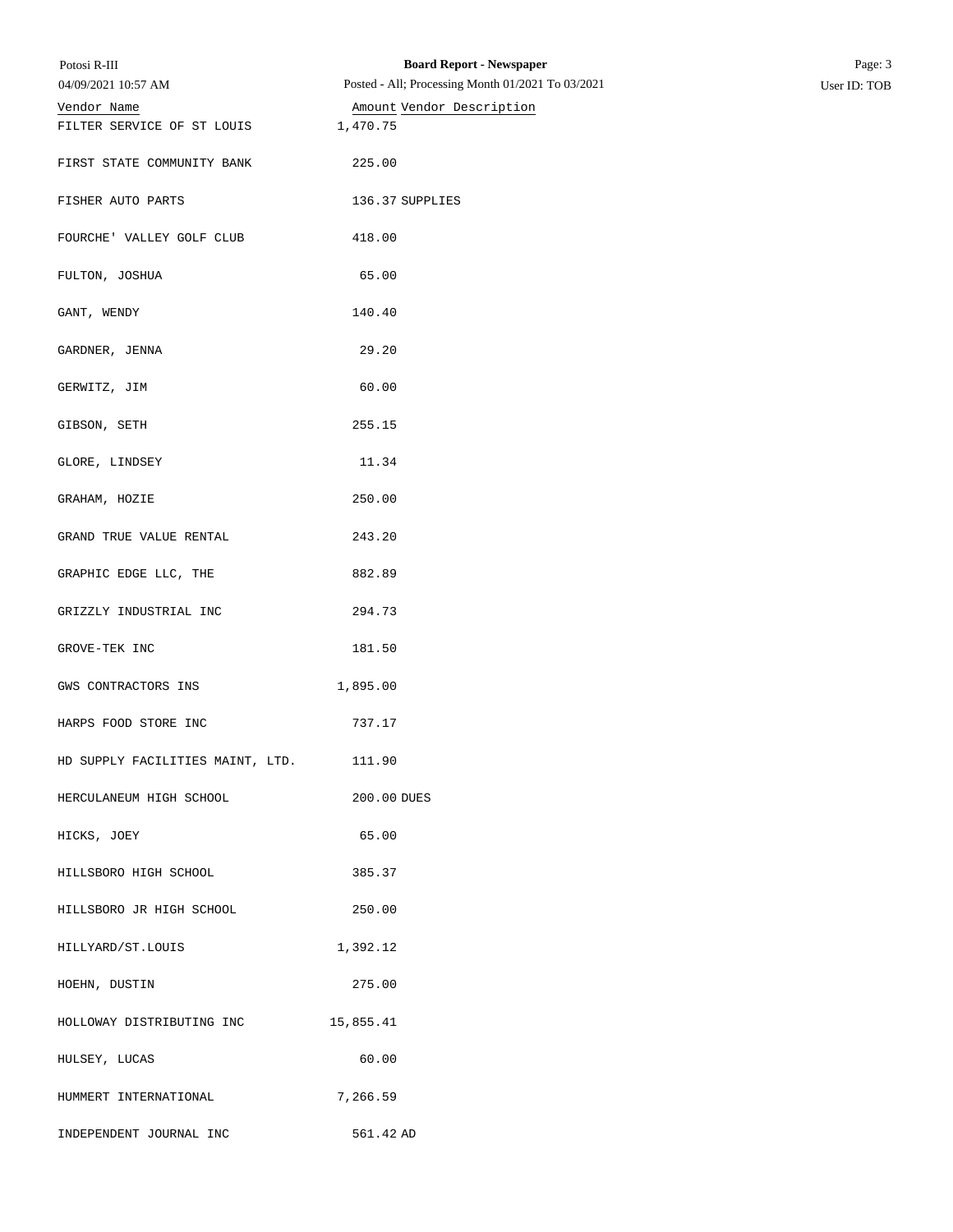| Vendor Name | Amount | Vendor Description |
| --- | --- | --- |
| FILTER SERVICE OF ST LOUIS | 1,470.75 | |
| FIRST STATE COMMUNITY BANK | 225.00 | |
| FISHER AUTO PARTS | 136.37 | SUPPLIES |
| FOURCHE' VALLEY GOLF CLUB | 418.00 | |
| FULTON, JOSHUA | 65.00 | |
| GANT, WENDY | 140.40 | |
| GARDNER, JENNA | 29.20 | |
| GERWITZ, JIM | 60.00 | |
| GIBSON, SETH | 255.15 | |
| GLORE, LINDSEY | 11.34 | |
| GRAHAM, HOZIE | 250.00 | |
| GRAND TRUE VALUE RENTAL | 243.20 | |
| GRAPHIC EDGE LLC, THE | 882.89 | |
| GRIZZLY INDUSTRIAL INC | 294.73 | |
| GROVE-TEK INC | 181.50 | |
| GWS CONTRACTORS INS | 1,895.00 | |
| HARPS FOOD STORE INC | 737.17 | |
| HD SUPPLY FACILITIES MAINT, LTD. | 111.90 | |
| HERCULANEUM HIGH SCHOOL | 200.00 | DUES |
| HICKS, JOEY | 65.00 | |
| HILLSBORO HIGH SCHOOL | 385.37 | |
| HILLSBORO JR HIGH SCHOOL | 250.00 | |
| HILLYARD/ST.LOUIS | 1,392.12 | |
| HOEHN, DUSTIN | 275.00 | |
| HOLLOWAY DISTRIBUTING INC | 15,855.41 | |
| HULSEY, LUCAS | 60.00 | |
| HUMMERT INTERNATIONAL | 7,266.59 | |
| INDEPENDENT JOURNAL INC | 561.42 | AD |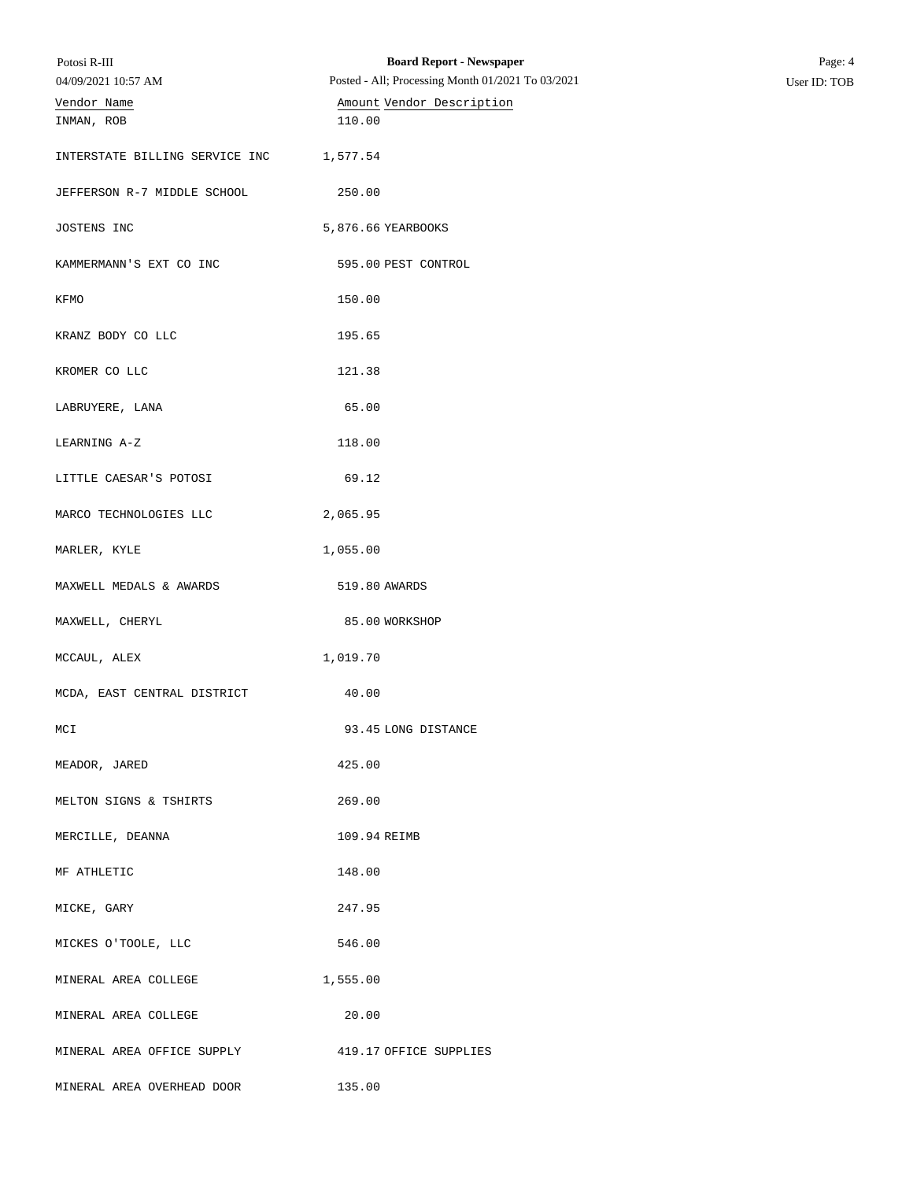| Vendor Name | Amount | Vendor Description |
|---|---|---|
| INMAN, ROB | 110.00 | |
| INTERSTATE BILLING SERVICE INC | 1,577.54 | |
| JEFFERSON R-7 MIDDLE SCHOOL | 250.00 | |
| JOSTENS INC | 5,876.66 | YEARBOOKS |
| KAMMERMANN'S EXT CO INC | 595.00 | PEST CONTROL |
| KFMO | 150.00 | |
| KRANZ BODY CO LLC | 195.65 | |
| KROMER CO LLC | 121.38 | |
| LABRUYERE, LANA | 65.00 | |
| LEARNING A-Z | 118.00 | |
| LITTLE CAESAR'S POTOSI | 69.12 | |
| MARCO TECHNOLOGIES LLC | 2,065.95 | |
| MARLER, KYLE | 1,055.00 | |
| MAXWELL MEDALS & AWARDS | 519.80 | AWARDS |
| MAXWELL, CHERYL | 85.00 | WORKSHOP |
| MCCAUL, ALEX | 1,019.70 | |
| MCDA, EAST CENTRAL DISTRICT | 40.00 | |
| MCI | 93.45 | LONG DISTANCE |
| MEADOR, JARED | 425.00 | |
| MELTON SIGNS & TSHIRTS | 269.00 | |
| MERCILLE, DEANNA | 109.94 | REIMB |
| MF ATHLETIC | 148.00 | |
| MICKE, GARY | 247.95 | |
| MICKES O'TOOLE, LLC | 546.00 | |
| MINERAL AREA COLLEGE | 1,555.00 | |
| MINERAL AREA COLLEGE | 20.00 | |
| MINERAL AREA OFFICE SUPPLY | 419.17 | OFFICE SUPPLIES |
| MINERAL AREA OVERHEAD DOOR | 135.00 | |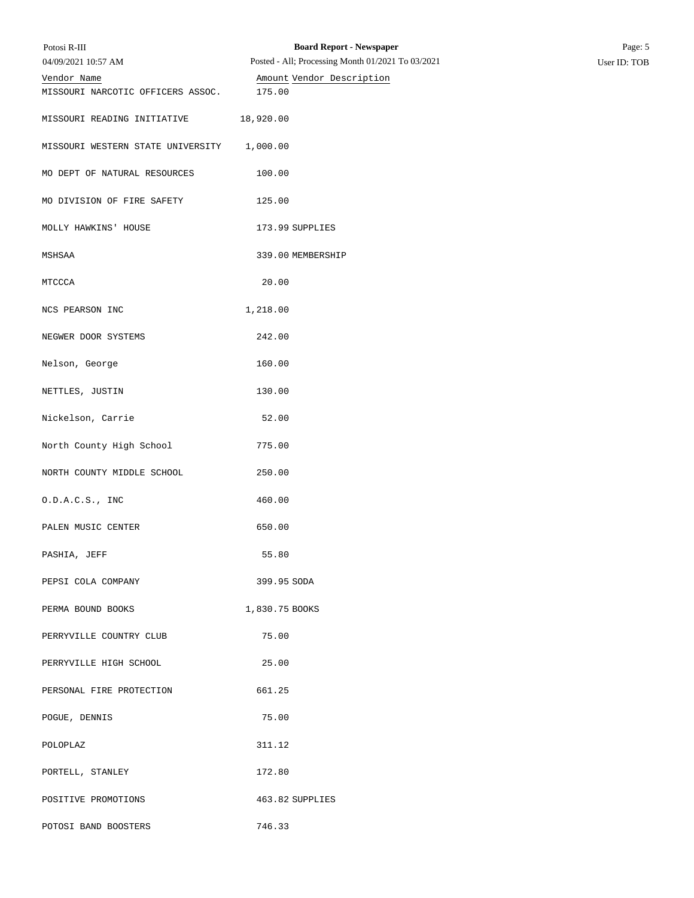| Vendor Name | Amount | Vendor Description |
| --- | --- | --- |
| MISSOURI NARCOTIC OFFICERS ASSOC. | 175.00 | |
| MISSOURI READING INITIATIVE | 18,920.00 | |
| MISSOURI WESTERN STATE UNIVERSITY | 1,000.00 | |
| MO DEPT OF NATURAL RESOURCES | 100.00 | |
| MO DIVISION OF FIRE SAFETY | 125.00 | |
| MOLLY HAWKINS' HOUSE | 173.99 | SUPPLIES |
| MSHSAA | 339.00 | MEMBERSHIP |
| MTCCCA | 20.00 | |
| NCS PEARSON INC | 1,218.00 | |
| NEGWER DOOR SYSTEMS | 242.00 | |
| Nelson, George | 160.00 | |
| NETTLES, JUSTIN | 130.00 | |
| Nickelson, Carrie | 52.00 | |
| North County High School | 775.00 | |
| NORTH COUNTY MIDDLE SCHOOL | 250.00 | |
| O.D.A.C.S., INC | 460.00 | |
| PALEN MUSIC CENTER | 650.00 | |
| PASHIA, JEFF | 55.80 | |
| PEPSI COLA COMPANY | 399.95 | SODA |
| PERMA BOUND BOOKS | 1,830.75 | BOOKS |
| PERRYVILLE COUNTRY CLUB | 75.00 | |
| PERRYVILLE HIGH SCHOOL | 25.00 | |
| PERSONAL FIRE PROTECTION | 661.25 | |
| POGUE, DENNIS | 75.00 | |
| POLOPLAZ | 311.12 | |
| PORTELL, STANLEY | 172.80 | |
| POSITIVE PROMOTIONS | 463.82 | SUPPLIES |
| POTOSI BAND BOOSTERS | 746.33 | |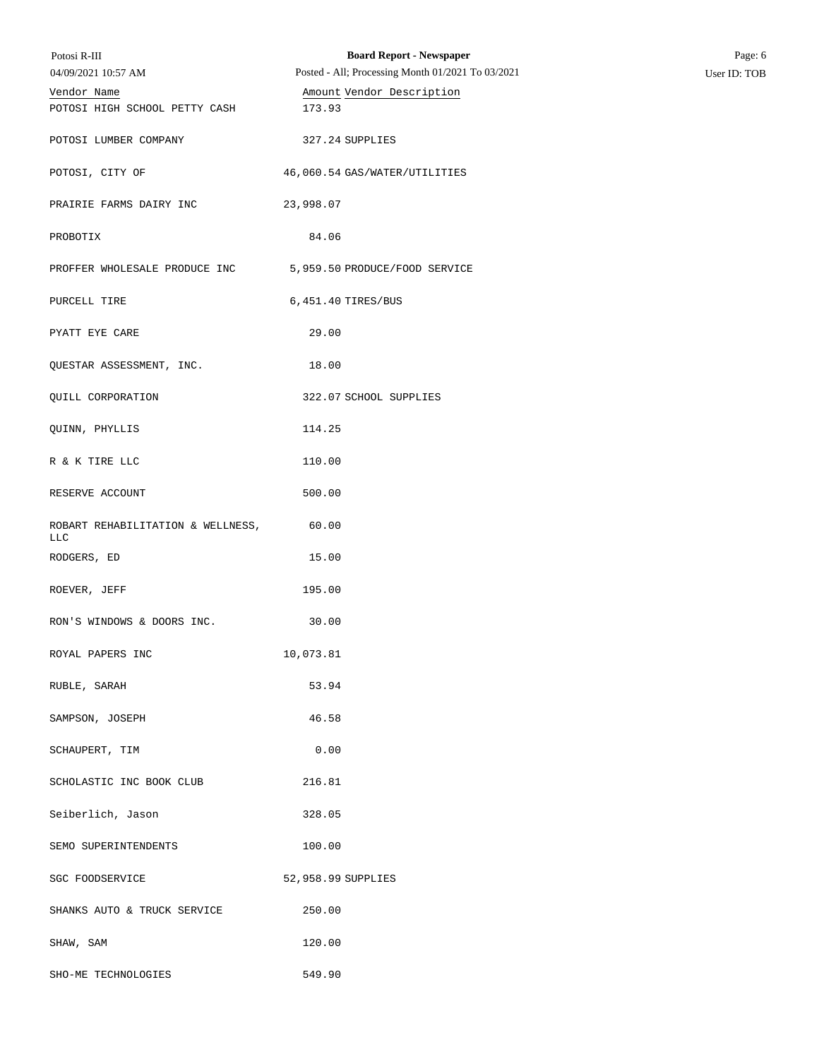| Vendor Name | Amount | Vendor Description |
|---|---|---|
| POTOSI HIGH SCHOOL PETTY CASH | 173.93 | |
| POTOSI LUMBER COMPANY | 327.24 | SUPPLIES |
| POTOSI, CITY OF | 46,060.54 | GAS/WATER/UTILITIES |
| PRAIRIE FARMS DAIRY INC | 23,998.07 | |
| PROBOTIX | 84.06 | |
| PROFFER WHOLESALE PRODUCE INC | 5,959.50 | PRODUCE/FOOD SERVICE |
| PURCELL TIRE | 6,451.40 | TIRES/BUS |
| PYATT EYE CARE | 29.00 | |
| QUESTAR ASSESSMENT, INC. | 18.00 | |
| QUILL CORPORATION | 322.07 | SCHOOL SUPPLIES |
| QUINN, PHYLLIS | 114.25 | |
| R & K TIRE LLC | 110.00 | |
| RESERVE ACCOUNT | 500.00 | |
| ROBART REHABILITATION & WELLNESS, LLC | 60.00 | |
| RODGERS, ED | 15.00 | |
| ROEVER, JEFF | 195.00 | |
| RON'S WINDOWS & DOORS INC. | 30.00 | |
| ROYAL PAPERS INC | 10,073.81 | |
| RUBLE, SARAH | 53.94 | |
| SAMPSON, JOSEPH | 46.58 | |
| SCHAUPERT, TIM | 0.00 | |
| SCHOLASTIC INC BOOK CLUB | 216.81 | |
| Seiberlich, Jason | 328.05 | |
| SEMO SUPERINTENDENTS | 100.00 | |
| SGC FOODSERVICE | 52,958.99 | SUPPLIES |
| SHANKS AUTO & TRUCK SERVICE | 250.00 | |
| SHAW, SAM | 120.00 | |
| SHO-ME TECHNOLOGIES | 549.90 | |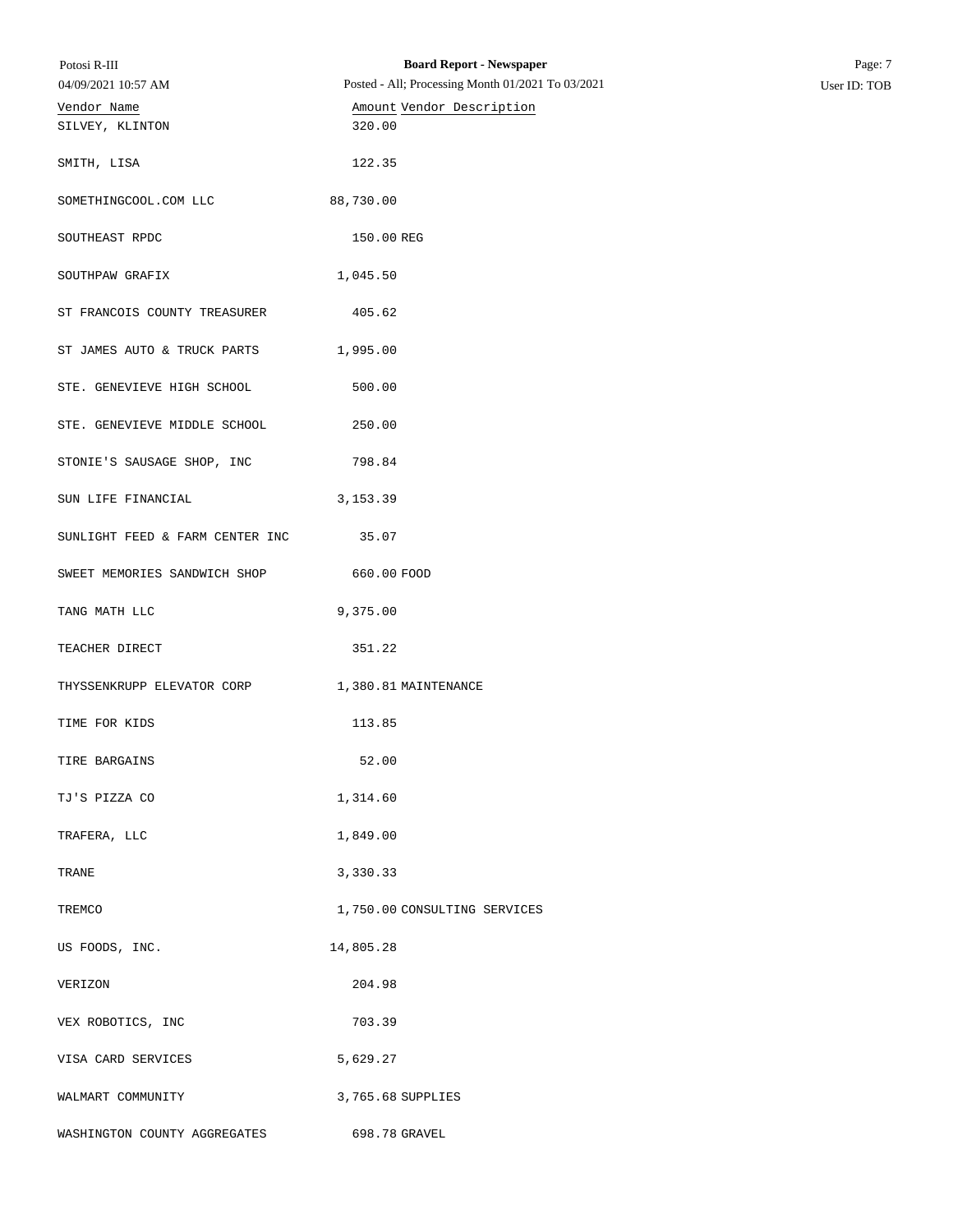| Vendor Name | Amount | Vendor Description |
| --- | --- | --- |
| SILVEY, KLINTON | 320.00 | |
| SMITH, LISA | 122.35 | |
| SOMETHINGCOOL.COM LLC | 88,730.00 | |
| SOUTHEAST RPDC | 150.00 | REG |
| SOUTHPAW GRAFIX | 1,045.50 | |
| ST FRANCOIS COUNTY TREASURER | 405.62 | |
| ST JAMES AUTO & TRUCK PARTS | 1,995.00 | |
| STE. GENEVIEVE HIGH SCHOOL | 500.00 | |
| STE. GENEVIEVE MIDDLE SCHOOL | 250.00 | |
| STONIE'S SAUSAGE SHOP, INC | 798.84 | |
| SUN LIFE FINANCIAL | 3,153.39 | |
| SUNLIGHT FEED & FARM CENTER INC | 35.07 | |
| SWEET MEMORIES SANDWICH SHOP | 660.00 | FOOD |
| TANG MATH LLC | 9,375.00 | |
| TEACHER DIRECT | 351.22 | |
| THYSSENKRUPP ELEVATOR CORP | 1,380.81 | MAINTENANCE |
| TIME FOR KIDS | 113.85 | |
| TIRE BARGAINS | 52.00 | |
| TJ'S PIZZA CO | 1,314.60 | |
| TRAFERA, LLC | 1,849.00 | |
| TRANE | 3,330.33 | |
| TREMCO | 1,750.00 | CONSULTING SERVICES |
| US FOODS, INC. | 14,805.28 | |
| VERIZON | 204.98 | |
| VEX ROBOTICS, INC | 703.39 | |
| VISA CARD SERVICES | 5,629.27 | |
| WALMART COMMUNITY | 3,765.68 | SUPPLIES |
| WASHINGTON COUNTY AGGREGATES | 698.78 | GRAVEL |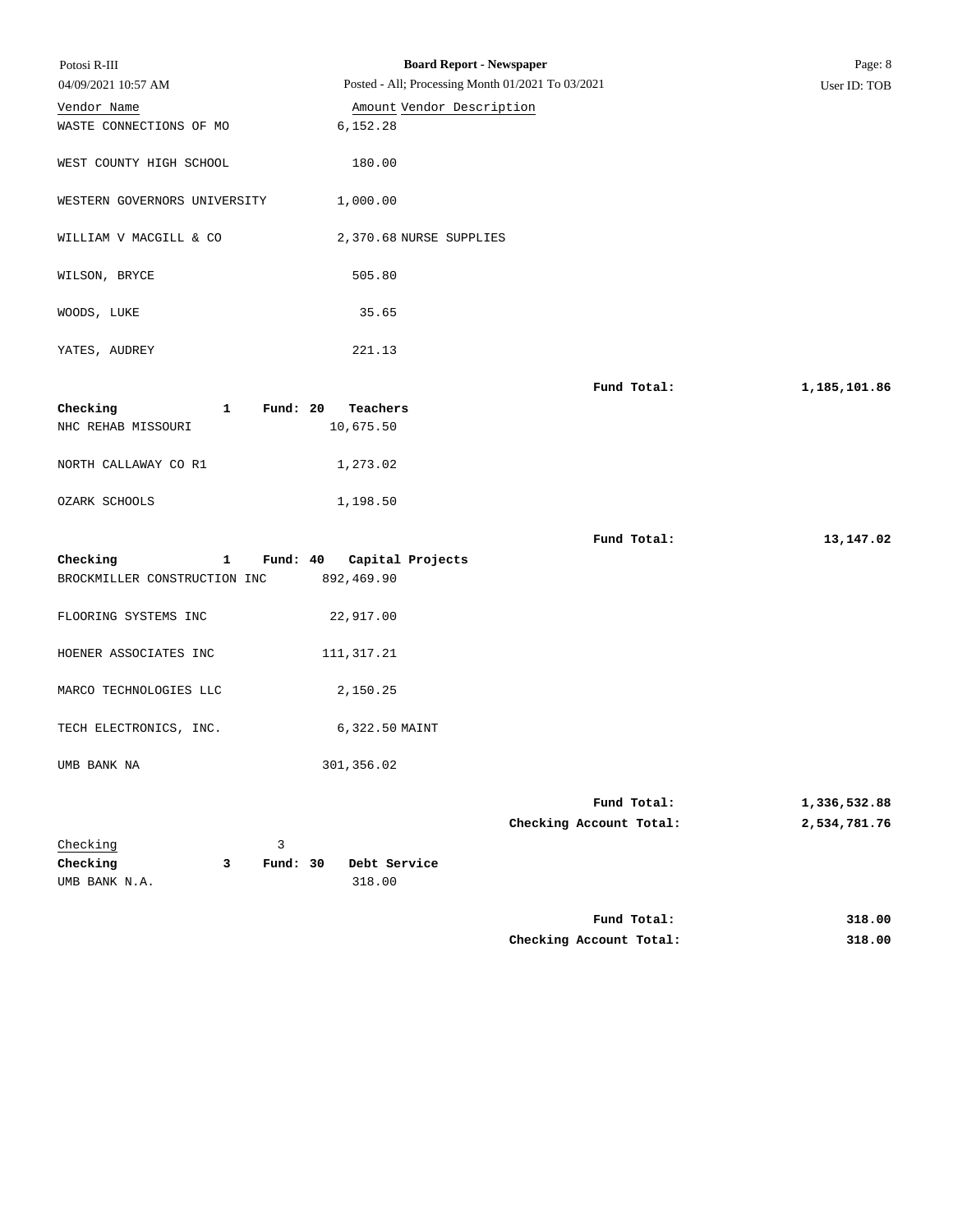| Vendor Name | Amount | Vendor Description |
|---|---|---|
| WASTE CONNECTIONS OF MO | 6,152.28 | |
| WEST COUNTY HIGH SCHOOL | 180.00 | |
| WESTERN GOVERNORS UNIVERSITY | 1,000.00 | |
| WILLIAM V MACGILL & CO | 2,370.68 | NURSE SUPPLIES |
| WILSON, BRYCE | 505.80 | |
| WOODS, LUKE | 35.65 | |
| YATES, AUDREY | 221.13 | |

**Fund Total: 1,185,101.86**

**Checking 1 Fund: 20 Teachers**

| Vendor Name | Amount | Vendor Description |
|---|---|---|
| NHC REHAB MISSOURI | 10,675.50 | |
| NORTH CALLAWAY CO R1 | 1,273.02 | |
| OZARK SCHOOLS | 1,198.50 | |

**Fund Total: 13,147.02**

**Checking 1 Fund: 40 Capital Projects**

| Vendor Name | Amount | Vendor Description |
|---|---|---|
| BROCKMILLER CONSTRUCTION INC | 892,469.90 | |
| FLOORING SYSTEMS INC | 22,917.00 | |
| HOENER ASSOCIATES INC | 111,317.21 | |
| MARCO TECHNOLOGIES LLC | 2,150.25 | |
| TECH ELECTRONICS, INC. | 6,322.50 | MAINT |
| UMB BANK NA | 301,356.02 | |

**Fund Total: 1,336,532.88**

**Checking Account Total: 2,534,781.76**

Checking 3

**Checking 3 Fund: 30 Debt Service**

| Vendor Name | Amount | Vendor Description |
|---|---|---|
| UMB BANK N.A. | 318.00 | |

**Fund Total: 318.00**

**Checking Account Total: 318.00**